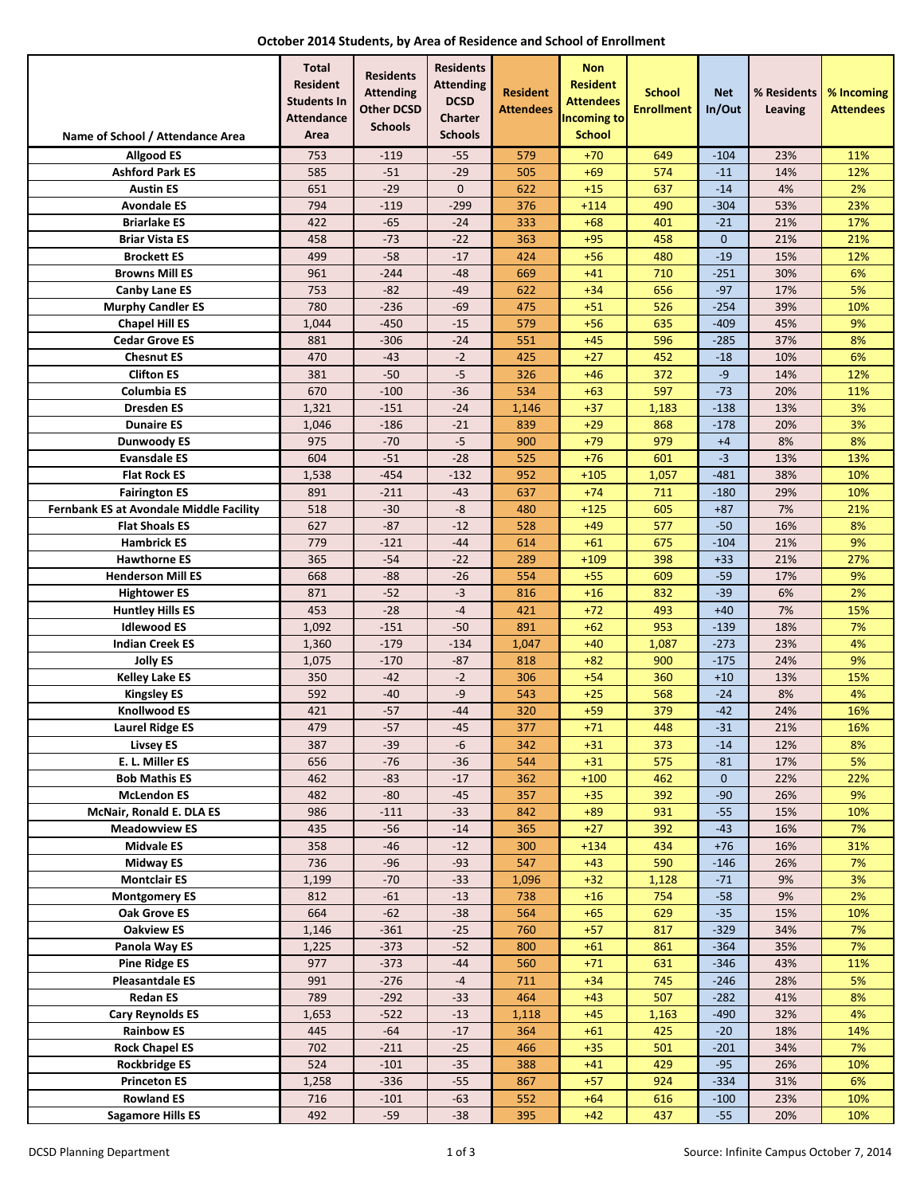# October 2014 Students, by Area of Residence and School of Enrollment

| Name of School / Attendance Area | Total Resident Students In Attendance Area | Residents Attending Other DCSD Schools | Residents Attending DCSD Charter Schools | Resident Attendees | Non Resident Attendees Incoming to School | School Enrollment | Net In/Out | % Residents Leaving | % Incoming Attendees |
|---|---|---|---|---|---|---|---|---|---|
| Allgood ES | 753 | -119 | -55 | 579 | +70 | 649 | -104 | 23% | 11% |
| Ashford Park ES | 585 | -51 | -29 | 505 | +69 | 574 | -11 | 14% | 12% |
| Austin ES | 651 | -29 | 0 | 622 | +15 | 637 | -14 | 4% | 2% |
| Avondale ES | 794 | -119 | -299 | 376 | +114 | 490 | -304 | 53% | 23% |
| Briarlake ES | 422 | -65 | -24 | 333 | +68 | 401 | -21 | 21% | 17% |
| Briar Vista ES | 458 | -73 | -22 | 363 | +95 | 458 | 0 | 21% | 21% |
| Brockett ES | 499 | -58 | -17 | 424 | +56 | 480 | -19 | 15% | 12% |
| Browns Mill ES | 961 | -244 | -48 | 669 | +41 | 710 | -251 | 30% | 6% |
| Canby Lane ES | 753 | -82 | -49 | 622 | +34 | 656 | -97 | 17% | 5% |
| Murphy Candler ES | 780 | -236 | -69 | 475 | +51 | 526 | -254 | 39% | 10% |
| Chapel Hill ES | 1,044 | -450 | -15 | 579 | +56 | 635 | -409 | 45% | 9% |
| Cedar Grove ES | 881 | -306 | -24 | 551 | +45 | 596 | -285 | 37% | 8% |
| Chesnut ES | 470 | -43 | -2 | 425 | +27 | 452 | -18 | 10% | 6% |
| Clifton ES | 381 | -50 | -5 | 326 | +46 | 372 | -9 | 14% | 12% |
| Columbia ES | 670 | -100 | -36 | 534 | +63 | 597 | -73 | 20% | 11% |
| Dresden ES | 1,321 | -151 | -24 | 1,146 | +37 | 1,183 | -138 | 13% | 3% |
| Dunaire ES | 1,046 | -186 | -21 | 839 | +29 | 868 | -178 | 20% | 3% |
| Dunwoody ES | 975 | -70 | -5 | 900 | +79 | 979 | +4 | 8% | 8% |
| Evansdale ES | 604 | -51 | -28 | 525 | +76 | 601 | -3 | 13% | 13% |
| Flat Rock ES | 1,538 | -454 | -132 | 952 | +105 | 1,057 | -481 | 38% | 10% |
| Fairington ES | 891 | -211 | -43 | 637 | +74 | 711 | -180 | 29% | 10% |
| Fernbank ES at Avondale Middle Facility | 518 | -30 | -8 | 480 | +125 | 605 | +87 | 7% | 21% |
| Flat Shoals ES | 627 | -87 | -12 | 528 | +49 | 577 | -50 | 16% | 8% |
| Hambrick ES | 779 | -121 | -44 | 614 | +61 | 675 | -104 | 21% | 9% |
| Hawthorne ES | 365 | -54 | -22 | 289 | +109 | 398 | +33 | 21% | 27% |
| Henderson Mill ES | 668 | -88 | -26 | 554 | +55 | 609 | -59 | 17% | 9% |
| Hightower ES | 871 | -52 | -3 | 816 | +16 | 832 | -39 | 6% | 2% |
| Huntley Hills ES | 453 | -28 | -4 | 421 | +72 | 493 | +40 | 7% | 15% |
| Idlewood ES | 1,092 | -151 | -50 | 891 | +62 | 953 | -139 | 18% | 7% |
| Indian Creek ES | 1,360 | -179 | -134 | 1,047 | +40 | 1,087 | -273 | 23% | 4% |
| Jolly ES | 1,075 | -170 | -87 | 818 | +82 | 900 | -175 | 24% | 9% |
| Kelley Lake ES | 350 | -42 | -2 | 306 | +54 | 360 | +10 | 13% | 15% |
| Kingsley ES | 592 | -40 | -9 | 543 | +25 | 568 | -24 | 8% | 4% |
| Knollwood ES | 421 | -57 | -44 | 320 | +59 | 379 | -42 | 24% | 16% |
| Laurel Ridge ES | 479 | -57 | -45 | 377 | +71 | 448 | -31 | 21% | 16% |
| Livsey ES | 387 | -39 | -6 | 342 | +31 | 373 | -14 | 12% | 8% |
| E. L. Miller ES | 656 | -76 | -36 | 544 | +31 | 575 | -81 | 17% | 5% |
| Bob Mathis ES | 462 | -83 | -17 | 362 | +100 | 462 | 0 | 22% | 22% |
| McLendon ES | 482 | -80 | -45 | 357 | +35 | 392 | -90 | 26% | 9% |
| McNair, Ronald E. DLA ES | 986 | -111 | -33 | 842 | +89 | 931 | -55 | 15% | 10% |
| Meadowview ES | 435 | -56 | -14 | 365 | +27 | 392 | -43 | 16% | 7% |
| Midvale ES | 358 | -46 | -12 | 300 | +134 | 434 | +76 | 16% | 31% |
| Midway ES | 736 | -96 | -93 | 547 | +43 | 590 | -146 | 26% | 7% |
| Montclair ES | 1,199 | -70 | -33 | 1,096 | +32 | 1,128 | -71 | 9% | 3% |
| Montgomery ES | 812 | -61 | -13 | 738 | +16 | 754 | -58 | 9% | 2% |
| Oak Grove ES | 664 | -62 | -38 | 564 | +65 | 629 | -35 | 15% | 10% |
| Oakview ES | 1,146 | -361 | -25 | 760 | +57 | 817 | -329 | 34% | 7% |
| Panola Way ES | 1,225 | -373 | -52 | 800 | +61 | 861 | -364 | 35% | 7% |
| Pine Ridge ES | 977 | -373 | -44 | 560 | +71 | 631 | -346 | 43% | 11% |
| Pleasantdale ES | 991 | -276 | -4 | 711 | +34 | 745 | -246 | 28% | 5% |
| Redan ES | 789 | -292 | -33 | 464 | +43 | 507 | -282 | 41% | 8% |
| Cary Reynolds ES | 1,653 | -522 | -13 | 1,118 | +45 | 1,163 | -490 | 32% | 4% |
| Rainbow ES | 445 | -64 | -17 | 364 | +61 | 425 | -20 | 18% | 14% |
| Rock Chapel ES | 702 | -211 | -25 | 466 | +35 | 501 | -201 | 34% | 7% |
| Rockbridge ES | 524 | -101 | -35 | 388 | +41 | 429 | -95 | 26% | 10% |
| Princeton ES | 1,258 | -336 | -55 | 867 | +57 | 924 | -334 | 31% | 6% |
| Rowland ES | 716 | -101 | -63 | 552 | +64 | 616 | -100 | 23% | 10% |
| Sagamore Hills ES | 492 | -59 | -38 | 395 | +42 | 437 | -55 | 20% | 10% |

DCSD Planning Department

Source: Infinite Campus October 7, 2014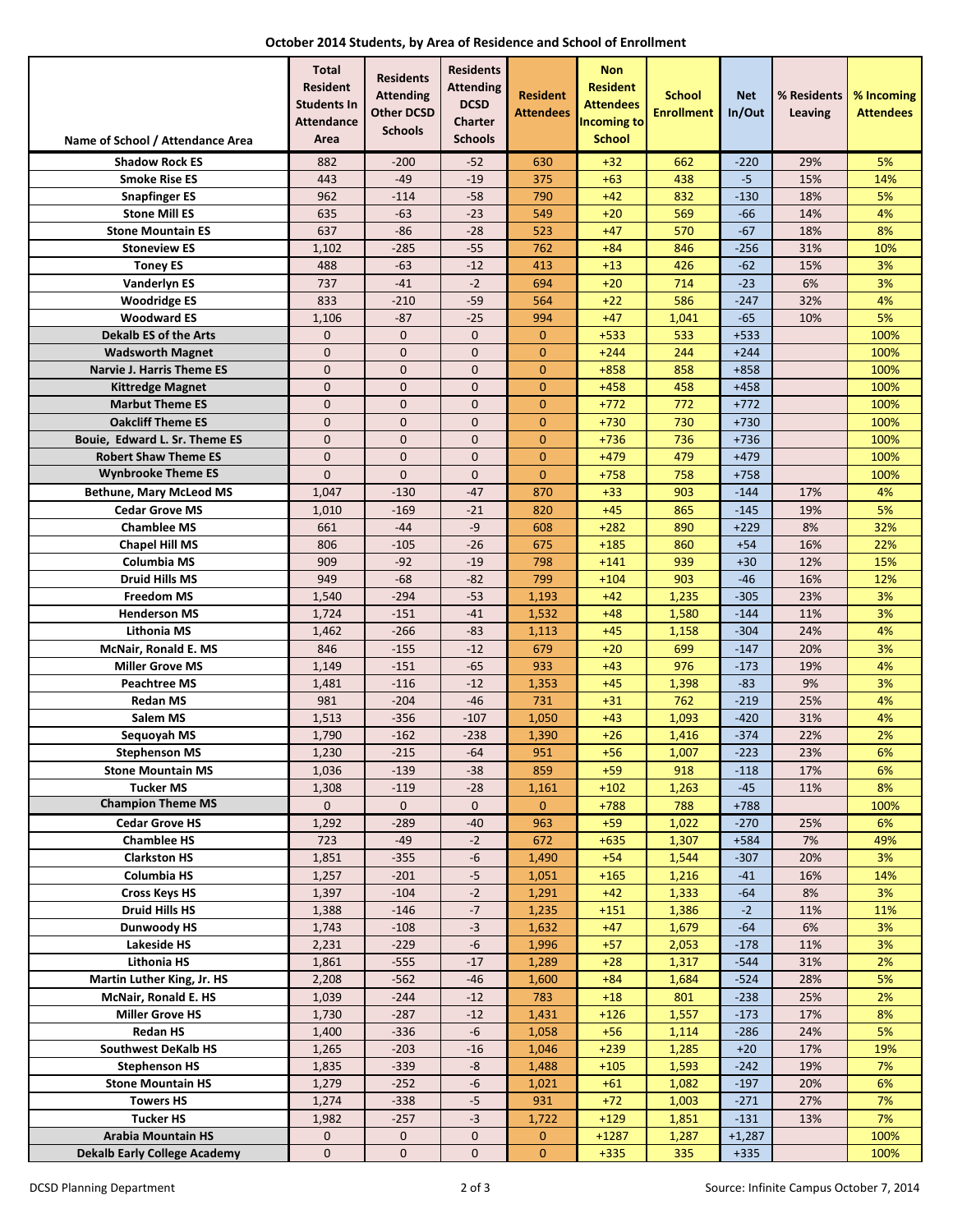**October 2014 Students, by Area of Residence and School of Enrollment**

| Name of School / Attendance Area | Total Resident Students In Attendance Area | Residents Attending Other DCSD Schools | Residents Attending DCSD Charter Schools | Resident Attendees | Non Resident Attendees Incoming to School | School Enrollment | Net In/Out | % Residents Leaving | % Incoming Attendees |
|---|---|---|---|---|---|---|---|---|---|
| Shadow Rock ES | 882 | -200 | -52 | 630 | +32 | 662 | -220 | 29% | 5% |
| Smoke Rise ES | 443 | -49 | -19 | 375 | +63 | 438 | -5 | 15% | 14% |
| Snapfinger ES | 962 | -114 | -58 | 790 | +42 | 832 | -130 | 18% | 5% |
| Stone Mill ES | 635 | -63 | -23 | 549 | +20 | 569 | -66 | 14% | 4% |
| Stone Mountain ES | 637 | -86 | -28 | 523 | +47 | 570 | -67 | 18% | 8% |
| Stoneview ES | 1,102 | -285 | -55 | 762 | +84 | 846 | -256 | 31% | 10% |
| Toney ES | 488 | -63 | -12 | 413 | +13 | 426 | -62 | 15% | 3% |
| Vanderlyn ES | 737 | -41 | -2 | 694 | +20 | 714 | -23 | 6% | 3% |
| Woodridge ES | 833 | -210 | -59 | 564 | +22 | 586 | -247 | 32% | 4% |
| Woodward ES | 1,106 | -87 | -25 | 994 | +47 | 1,041 | -65 | 10% | 5% |
| Dekalb ES of the Arts | 0 | 0 | 0 | 0 | +533 | 533 | +533 | | 100% |
| Wadsworth Magnet | 0 | 0 | 0 | 0 | +244 | 244 | +244 | | 100% |
| Narvie J. Harris Theme ES | 0 | 0 | 0 | 0 | +858 | 858 | +858 | | 100% |
| Kittredge Magnet | 0 | 0 | 0 | 0 | +458 | 458 | +458 | | 100% |
| Marbut Theme ES | 0 | 0 | 0 | 0 | +772 | 772 | +772 | | 100% |
| Oakcliff Theme ES | 0 | 0 | 0 | 0 | +730 | 730 | +730 | | 100% |
| Bouie, Edward L. Sr. Theme ES | 0 | 0 | 0 | 0 | +736 | 736 | +736 | | 100% |
| Robert Shaw Theme ES | 0 | 0 | 0 | 0 | +479 | 479 | +479 | | 100% |
| Wynbrooke Theme ES | 0 | 0 | 0 | 0 | +758 | 758 | +758 | | 100% |
| Bethune, Mary McLeod MS | 1,047 | -130 | -47 | 870 | +33 | 903 | -144 | 17% | 4% |
| Cedar Grove MS | 1,010 | -169 | -21 | 820 | +45 | 865 | -145 | 19% | 5% |
| Chamblee MS | 661 | -44 | -9 | 608 | +282 | 890 | +229 | 8% | 32% |
| Chapel Hill MS | 806 | -105 | -26 | 675 | +185 | 860 | +54 | 16% | 22% |
| Columbia MS | 909 | -92 | -19 | 798 | +141 | 939 | +30 | 12% | 15% |
| Druid Hills MS | 949 | -68 | -82 | 799 | +104 | 903 | -46 | 16% | 12% |
| Freedom MS | 1,540 | -294 | -53 | 1,193 | +42 | 1,235 | -305 | 23% | 3% |
| Henderson MS | 1,724 | -151 | -41 | 1,532 | +48 | 1,580 | -144 | 11% | 3% |
| Lithonia MS | 1,462 | -266 | -83 | 1,113 | +45 | 1,158 | -304 | 24% | 4% |
| McNair, Ronald E. MS | 846 | -155 | -12 | 679 | +20 | 699 | -147 | 20% | 3% |
| Miller Grove MS | 1,149 | -151 | -65 | 933 | +43 | 976 | -173 | 19% | 4% |
| Peachtree MS | 1,481 | -116 | -12 | 1,353 | +45 | 1,398 | -83 | 9% | 3% |
| Redan MS | 981 | -204 | -46 | 731 | +31 | 762 | -219 | 25% | 4% |
| Salem MS | 1,513 | -356 | -107 | 1,050 | +43 | 1,093 | -420 | 31% | 4% |
| Sequoyah MS | 1,790 | -162 | -238 | 1,390 | +26 | 1,416 | -374 | 22% | 2% |
| Stephenson MS | 1,230 | -215 | -64 | 951 | +56 | 1,007 | -223 | 23% | 6% |
| Stone Mountain MS | 1,036 | -139 | -38 | 859 | +59 | 918 | -118 | 17% | 6% |
| Tucker MS | 1,308 | -119 | -28 | 1,161 | +102 | 1,263 | -45 | 11% | 8% |
| Champion Theme MS | 0 | 0 | 0 | 0 | +788 | 788 | +788 | | 100% |
| Cedar Grove HS | 1,292 | -289 | -40 | 963 | +59 | 1,022 | -270 | 25% | 6% |
| Chamblee HS | 723 | -49 | -2 | 672 | +635 | 1,307 | +584 | 7% | 49% |
| Clarkston HS | 1,851 | -355 | -6 | 1,490 | +54 | 1,544 | -307 | 20% | 3% |
| Columbia HS | 1,257 | -201 | -5 | 1,051 | +165 | 1,216 | -41 | 16% | 14% |
| Cross Keys HS | 1,397 | -104 | -2 | 1,291 | +42 | 1,333 | -64 | 8% | 3% |
| Druid Hills HS | 1,388 | -146 | -7 | 1,235 | +151 | 1,386 | -2 | 11% | 11% |
| Dunwoody HS | 1,743 | -108 | -3 | 1,632 | +47 | 1,679 | -64 | 6% | 3% |
| Lakeside HS | 2,231 | -229 | -6 | 1,996 | +57 | 2,053 | -178 | 11% | 3% |
| Lithonia HS | 1,861 | -555 | -17 | 1,289 | +28 | 1,317 | -544 | 31% | 2% |
| Martin Luther King, Jr. HS | 2,208 | -562 | -46 | 1,600 | +84 | 1,684 | -524 | 28% | 5% |
| McNair, Ronald E. HS | 1,039 | -244 | -12 | 783 | +18 | 801 | -238 | 25% | 2% |
| Miller Grove HS | 1,730 | -287 | -12 | 1,431 | +126 | 1,557 | -173 | 17% | 8% |
| Redan HS | 1,400 | -336 | -6 | 1,058 | +56 | 1,114 | -286 | 24% | 5% |
| Southwest DeKalb HS | 1,265 | -203 | -16 | 1,046 | +239 | 1,285 | +20 | 17% | 19% |
| Stephenson HS | 1,835 | -339 | -8 | 1,488 | +105 | 1,593 | -242 | 19% | 7% |
| Stone Mountain HS | 1,279 | -252 | -6 | 1,021 | +61 | 1,082 | -197 | 20% | 6% |
| Towers HS | 1,274 | -338 | -5 | 931 | +72 | 1,003 | -271 | 27% | 7% |
| Tucker HS | 1,982 | -257 | -3 | 1,722 | +129 | 1,851 | -131 | 13% | 7% |
| Arabia Mountain HS | 0 | 0 | 0 | 0 | +1287 | 1,287 | +1,287 | | 100% |
| Dekalb Early College Academy | 0 | 0 | 0 | 0 | +335 | 335 | +335 | | 100% |

DCSD Planning Department

Source: Infinite Campus October 7, 2014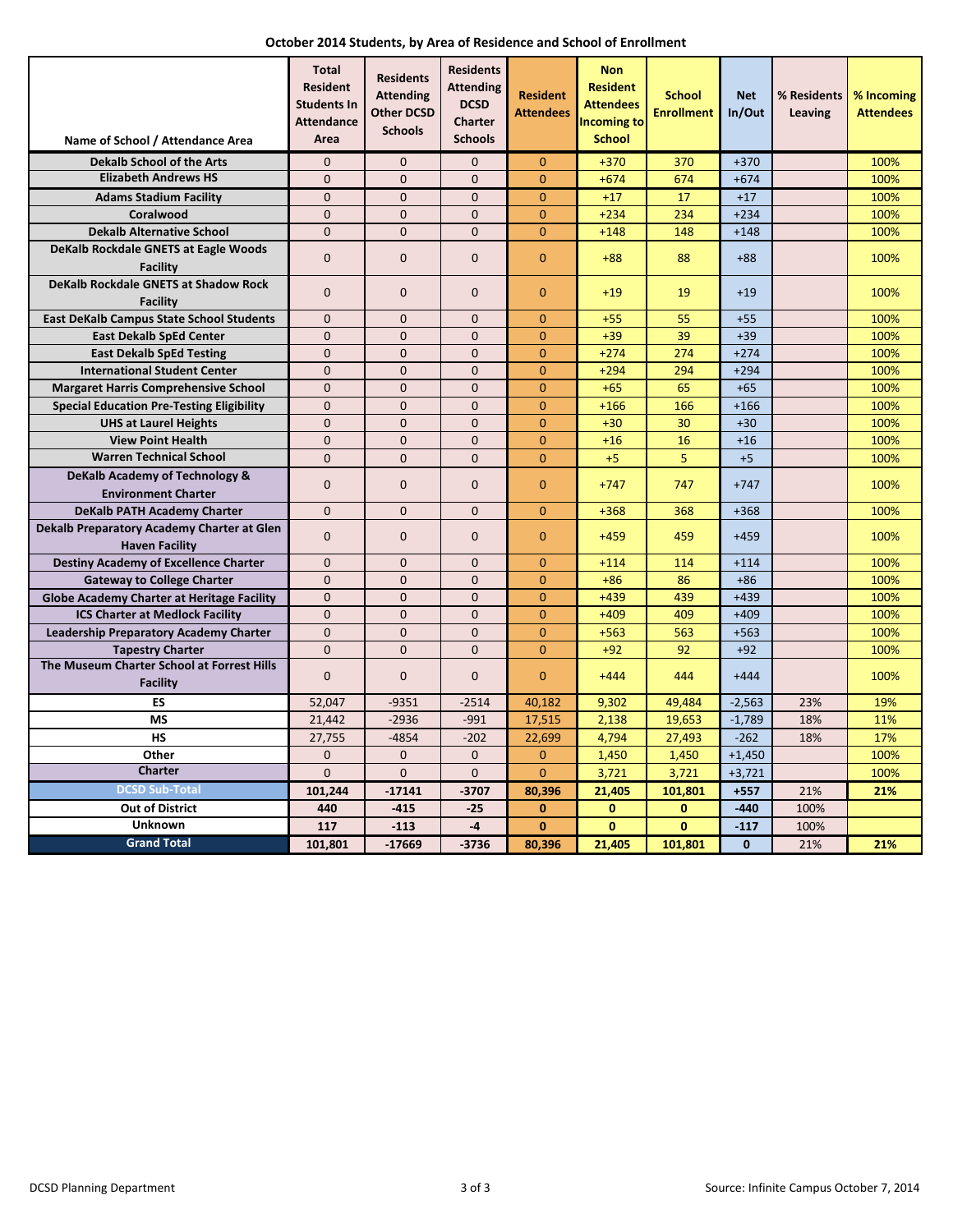**October 2014 Students, by Area of Residence and School of Enrollment**

| Name of School / Attendance Area | Total Resident Students In Attendance Area | Residents Attending Other DCSD Schools | Residents Attending DCSD Charter Schools | Resident Attendees | Non Resident Attendees Incoming to School | School Enrollment | Net In/Out | % Residents Leaving | % Incoming Attendees |
|---|---|---|---|---|---|---|---|---|---|
| Dekalb School of the Arts | 0 | 0 | 0 | 0 | +370 | 370 | +370 | | 100% |
| Elizabeth Andrews HS | 0 | 0 | 0 | 0 | +674 | 674 | +674 | | 100% |
| Adams Stadium Facility | 0 | 0 | 0 | 0 | +17 | 17 | +17 | | 100% |
| Coralwood | 0 | 0 | 0 | 0 | +234 | 234 | +234 | | 100% |
| Dekalb Alternative School | 0 | 0 | 0 | 0 | +148 | 148 | +148 | | 100% |
| DeKalb Rockdale GNETS at Eagle Woods Facility | 0 | 0 | 0 | 0 | +88 | 88 | +88 | | 100% |
| DeKalb Rockdale GNETS at Shadow Rock Facility | 0 | 0 | 0 | 0 | +19 | 19 | +19 | | 100% |
| East DeKalb Campus State School Students | 0 | 0 | 0 | 0 | +55 | 55 | +55 | | 100% |
| East Dekalb SpEd Center | 0 | 0 | 0 | 0 | +39 | 39 | +39 | | 100% |
| East Dekalb SpEd Testing | 0 | 0 | 0 | 0 | +274 | 274 | +274 | | 100% |
| International Student Center | 0 | 0 | 0 | 0 | +294 | 294 | +294 | | 100% |
| Margaret Harris Comprehensive School | 0 | 0 | 0 | 0 | +65 | 65 | +65 | | 100% |
| Special Education Pre-Testing Eligibility | 0 | 0 | 0 | 0 | +166 | 166 | +166 | | 100% |
| UHS at Laurel Heights | 0 | 0 | 0 | 0 | +30 | 30 | +30 | | 100% |
| View Point Health | 0 | 0 | 0 | 0 | +16 | 16 | +16 | | 100% |
| Warren Technical School | 0 | 0 | 0 | 0 | +5 | 5 | +5 | | 100% |
| DeKalb Academy of Technology & Environment Charter | 0 | 0 | 0 | 0 | +747 | 747 | +747 | | 100% |
| DeKalb PATH Academy Charter | 0 | 0 | 0 | 0 | +368 | 368 | +368 | | 100% |
| Dekalb Preparatory Academy Charter at Glen Haven Facility | 0 | 0 | 0 | 0 | +459 | 459 | +459 | | 100% |
| Destiny Academy of Excellence Charter | 0 | 0 | 0 | 0 | +114 | 114 | +114 | | 100% |
| Gateway to College Charter | 0 | 0 | 0 | 0 | +86 | 86 | +86 | | 100% |
| Globe Academy Charter at Heritage Facility | 0 | 0 | 0 | 0 | +439 | 439 | +439 | | 100% |
| ICS Charter at Medlock Facility | 0 | 0 | 0 | 0 | +409 | 409 | +409 | | 100% |
| Leadership Preparatory Academy Charter | 0 | 0 | 0 | 0 | +563 | 563 | +563 | | 100% |
| Tapestry Charter | 0 | 0 | 0 | 0 | +92 | 92 | +92 | | 100% |
| The Museum Charter School at Forrest Hills Facility | 0 | 0 | 0 | 0 | +444 | 444 | +444 | | 100% |
| ES | 52,047 | -9351 | -2514 | 40,182 | 9,302 | 49,484 | -2,563 | 23% | 19% |
| MS | 21,442 | -2936 | -991 | 17,515 | 2,138 | 19,653 | -1,789 | 18% | 11% |
| HS | 27,755 | -4854 | -202 | 22,699 | 4,794 | 27,493 | -262 | 18% | 17% |
| Other | 0 | 0 | 0 | 0 | 1,450 | 1,450 | +1,450 | | 100% |
| Charter | 0 | 0 | 0 | 0 | 3,721 | 3,721 | +3,721 | | 100% |
| **DCSD Sub-Total** | **101,244** | **-17141** | **-3707** | **80,396** | **21,405** | **101,801** | **+557** | 21% | **21%** |
| **Out of District** | **440** | **-415** | **-25** | **0** | **0** | **0** | **-440** | 100% | |
| **Unknown** | **117** | **-113** | **-4** | **0** | **0** | **0** | **-117** | 100% | |
| **Grand Total** | **101,801** | **-17669** | **-3736** | **80,396** | **21,405** | **101,801** | **0** | 21% | **21%** |

DCSD Planning Department

Source: Infinite Campus October 7, 2014